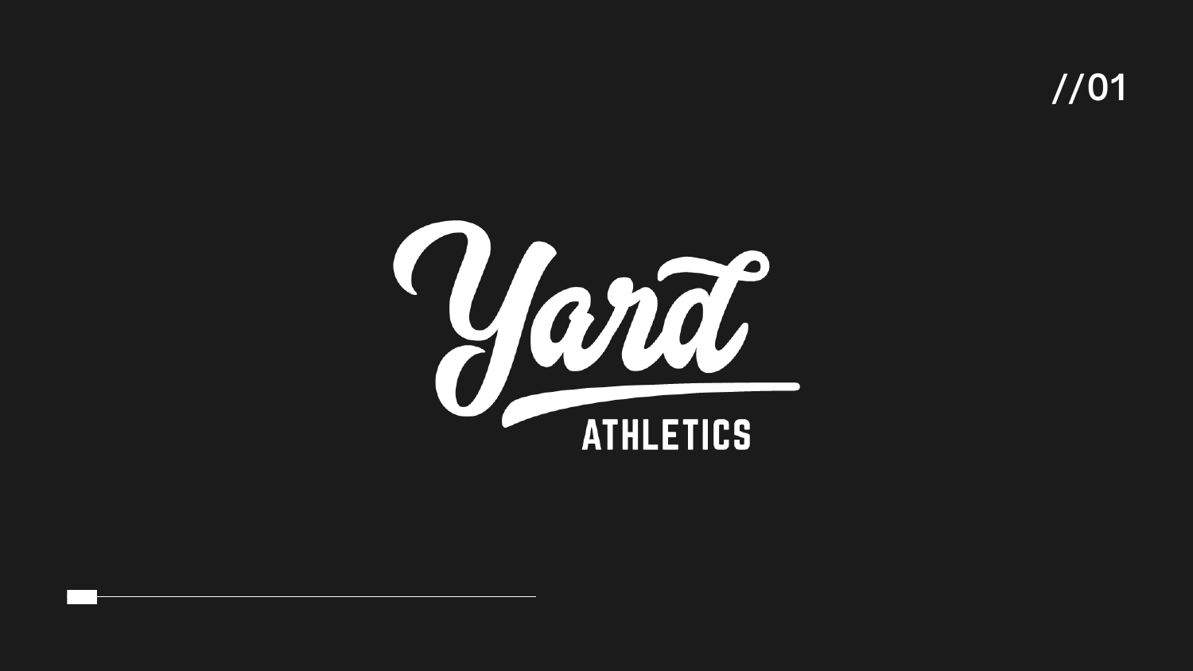//01

# Yard

## ATHLETICS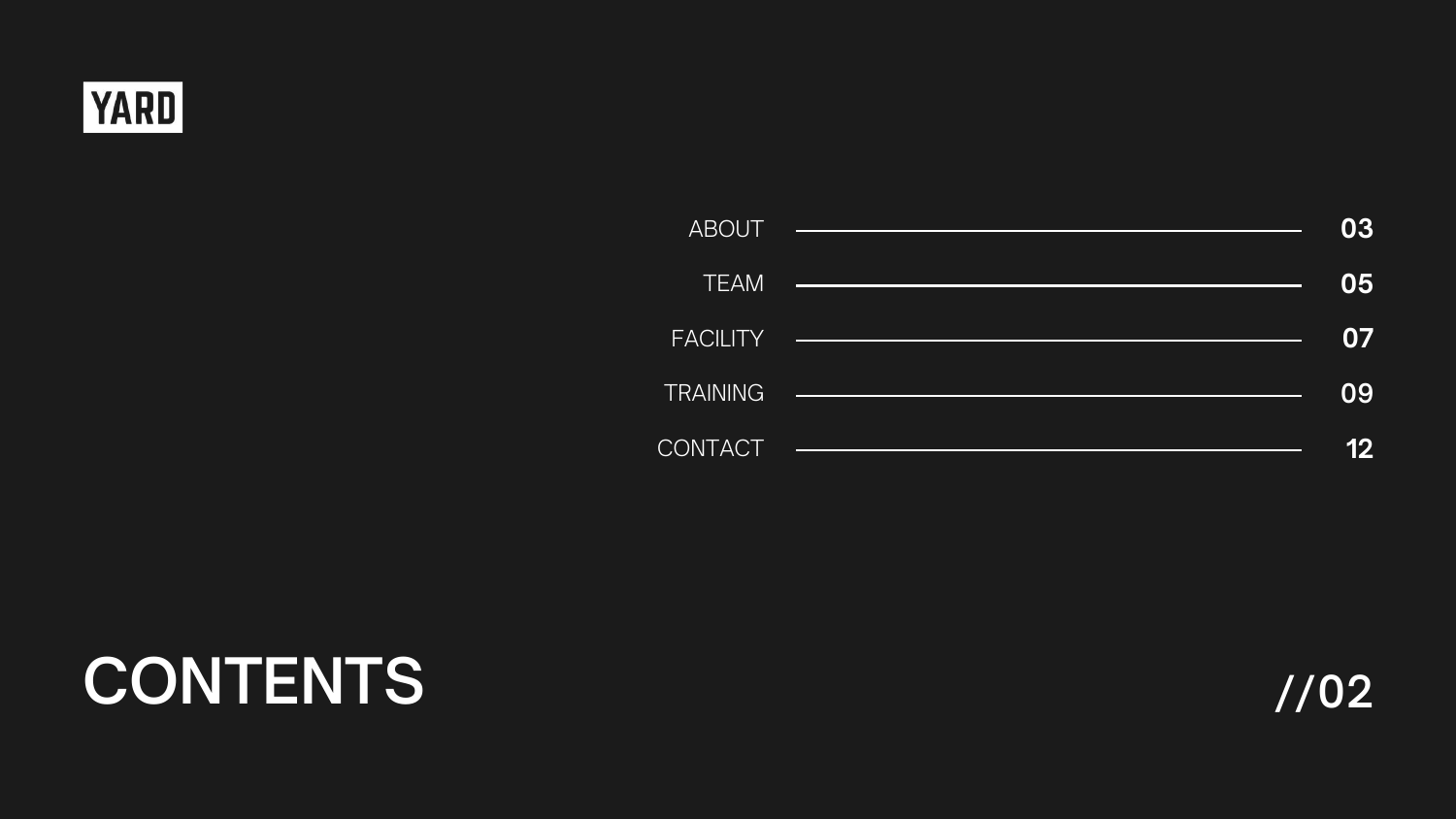YARD

# CONTENTS

| Section | Page |
| --- | --- |
| ABOUT | 03 |
| TEAM | 05 |
| FACILITY | 07 |
| TRAINING | 09 |
| CONTACT | 12 |

//02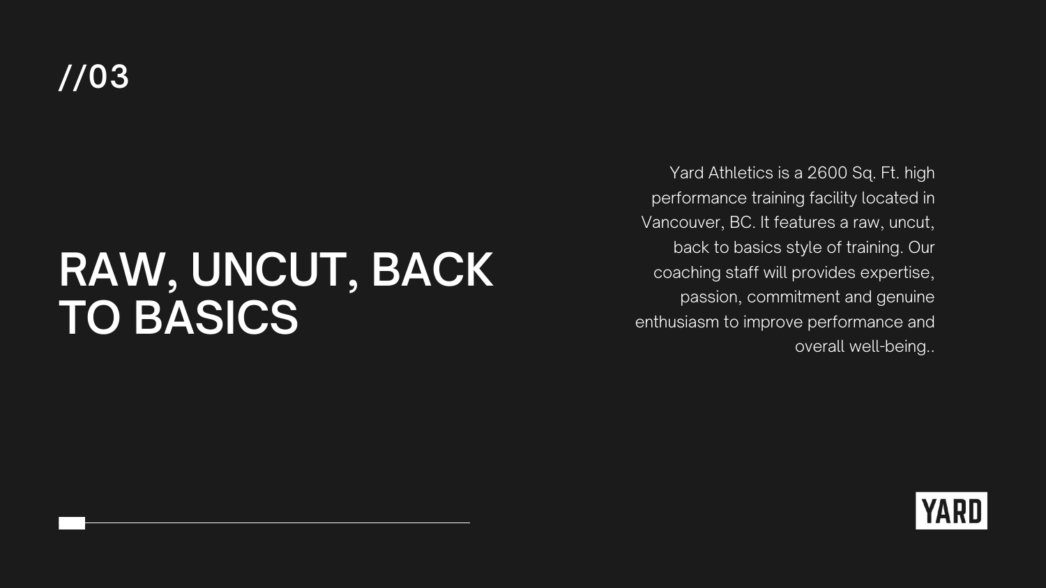//03

# RAW, UNCUT, BACK TO BASICS

Yard Athletics is a 2600 Sq. Ft. high performance training facility located in Vancouver, BC. It features a raw, uncut, back to basics style of training. Our coaching staff will provides expertise, passion, commitment and genuine enthusiasm to improve performance and overall well-being..

YARD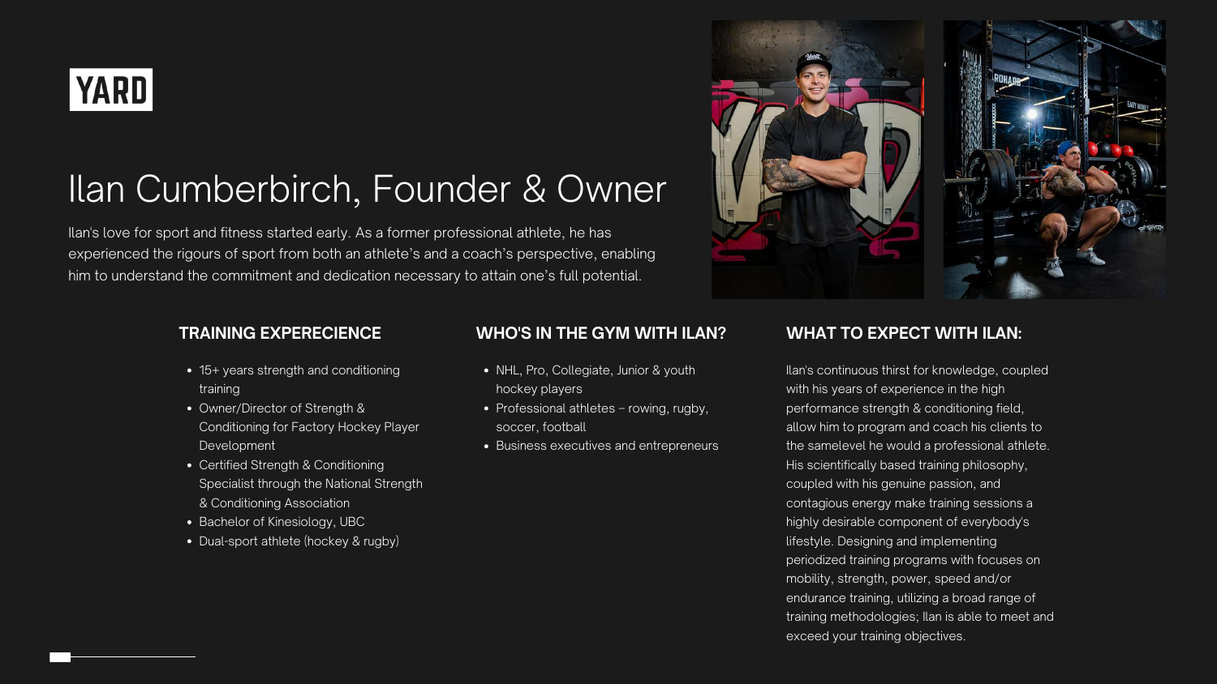YARD

# Ilan Cumberbirch, Founder & Owner

Ilan's love for sport and fitness started early. As a former professional athlete, he has experienced the rigours of sport from both an athlete's and a coach's perspective, enabling him to understand the commitment and dedication necessary to attain one's full potential.

## TRAINING EXPERECIENCE

- 15+ years strength and conditioning training
- Owner/Director of Strength & Conditioning for Factory Hockey Player Development
- Certified Strength & Conditioning Specialist through the National Strength & Conditioning Association
- Bachelor of Kinesiology, UBC
- Dual-sport athlete (hockey & rugby)

## WHO'S IN THE GYM WITH ILAN?

- NHL, Pro, Collegiate, Junior & youth hockey players
- Professional athletes – rowing, rugby, soccer, football
- Business executives and entrepreneurs

## WHAT TO EXPECT WITH ILAN:

Ilan's continuous thirst for knowledge, coupled with his years of experience in the high performance strength & conditioning field, allow him to program and coach his clients to the samelevel he would a professional athlete. His scientifically based training philosophy, coupled with his genuine passion, and contagious energy make training sessions a highly desirable component of everybody's lifestyle. Designing and implementing periodized training programs with focuses on mobility, strength, power, speed and/or endurance training, utilizing a broad range of training methodologies; Ilan is able to meet and exceed your training objectives.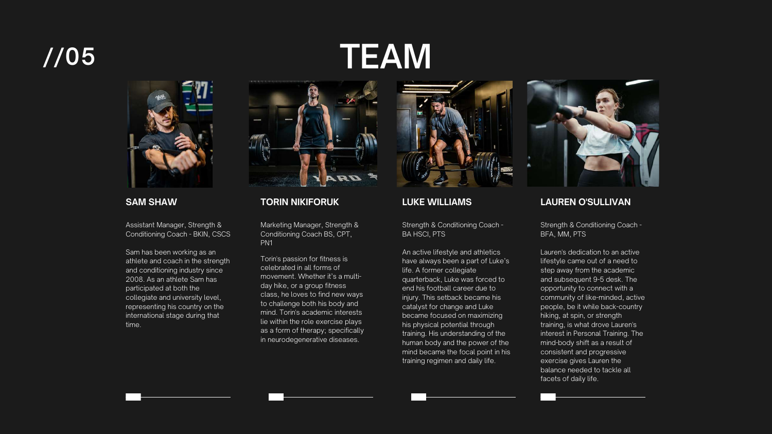//05

# TEAM

### SAM SHAW

Assistant Manager, Strength & Conditioning Coach - BKIN, CSCS

Sam has been working as an athlete and coach in the strength and conditioning industry since 2008. As an athlete Sam has participated at both the collegiate and university level, representing his country on the international stage during that time.

### TORIN NIKIFORUK

Marketing Manager, Strength & Conditioning Coach BS, CPT, PN1

Torin's passion for fitness is celebrated in all forms of movement. Whether it's a multi-day hike, or a group fitness class, he loves to find new ways to challenge both his body and mind. Torin's academic interests lie within the role exercise plays as a form of therapy; specifically in neurodegenerative diseases.

### LUKE WILLIAMS

Strength & Conditioning Coach - BA HSCI, PTS

An active lifestyle and athletics have always been a part of Luke's life. A former collegiate quarterback, Luke was forced to end his football career due to injury. This setback became his catalyst for change and Luke became focused on maximizing his physical potential through training. His understanding of the human body and the power of the mind became the focal point in his training regimen and daily life.

### LAUREN O'SULLIVAN

Strength & Conditioning Coach - BFA, MM, PTS

Lauren's dedication to an active lifestyle came out of a need to step away from the academic and subsequent 9-5 desk. The opportunity to connect with a community of like-minded, active people, be it while back-country hiking, at spin, or strength training, is what drove Lauren's interest in Personal Training. The mind-body shift as a result of consistent and progressive exercise gives Lauren the balance needed to tackle all facets of daily life.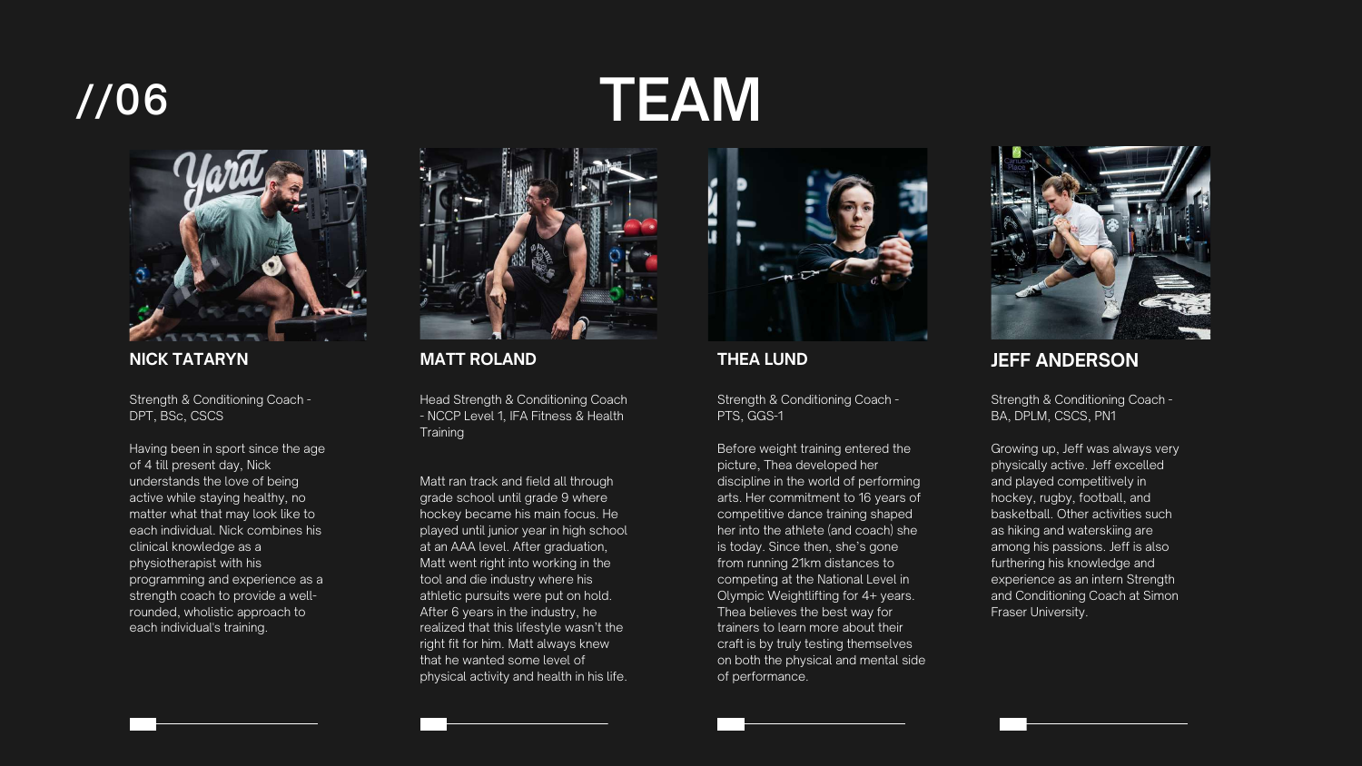# //06 TEAM

### NICK TATARYN

Strength & Conditioning Coach - DPT, BSc, CSCS

Having been in sport since the age of 4 till present day, Nick understands the love of being active while staying healthy, no matter what that may look like to each individual. Nick combines his clinical knowledge as a physiotherapist with his programming and experience as a strength coach to provide a well-rounded, wholistic approach to each individual's training.

### MATT ROLAND

Head Strength & Conditioning Coach - NCCP Level 1, IFA Fitness & Health Training

Matt ran track and field all through grade school until grade 9 where hockey became his main focus. He played until junior year in high school at an AAA level. After graduation, Matt went right into working in the tool and die industry where his athletic pursuits were put on hold. After 6 years in the industry, he realized that this lifestyle wasn't the right fit for him. Matt always knew that he wanted some level of physical activity and health in his life.

### THEA LUND

Strength & Conditioning Coach - PTS, GGS-1

Before weight training entered the picture, Thea developed her discipline in the world of performing arts. Her commitment to 16 years of competitive dance training shaped her into the athlete (and coach) she is today. Since then, she's gone from running 21km distances to competing at the National Level in Olympic Weightlifting for 4+ years. Thea believes the best way for trainers to learn more about their craft is by truly testing themselves on both the physical and mental side of performance.

### JEFF ANDERSON

Strength & Conditioning Coach - BA, DPLM, CSCS, PN1

Growing up, Jeff was always very physically active. Jeff excelled and played competitively in hockey, rugby, football, and basketball. Other activities such as hiking and waterskiing are among his passions. Jeff is also furthering his knowledge and experience as an intern Strength and Conditioning Coach at Simon Fraser University.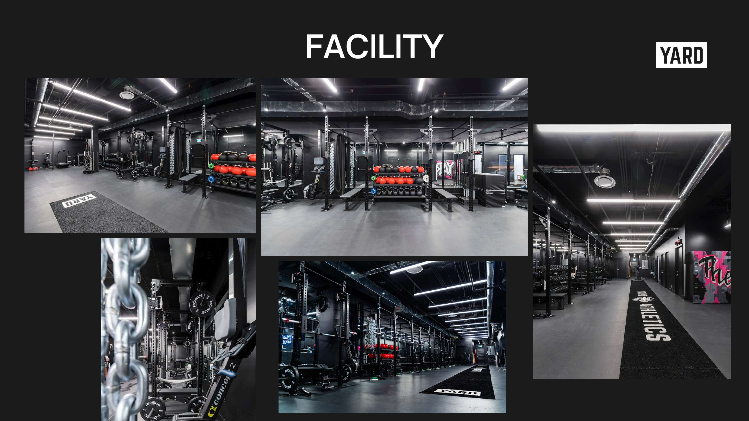# FACILITY

YARD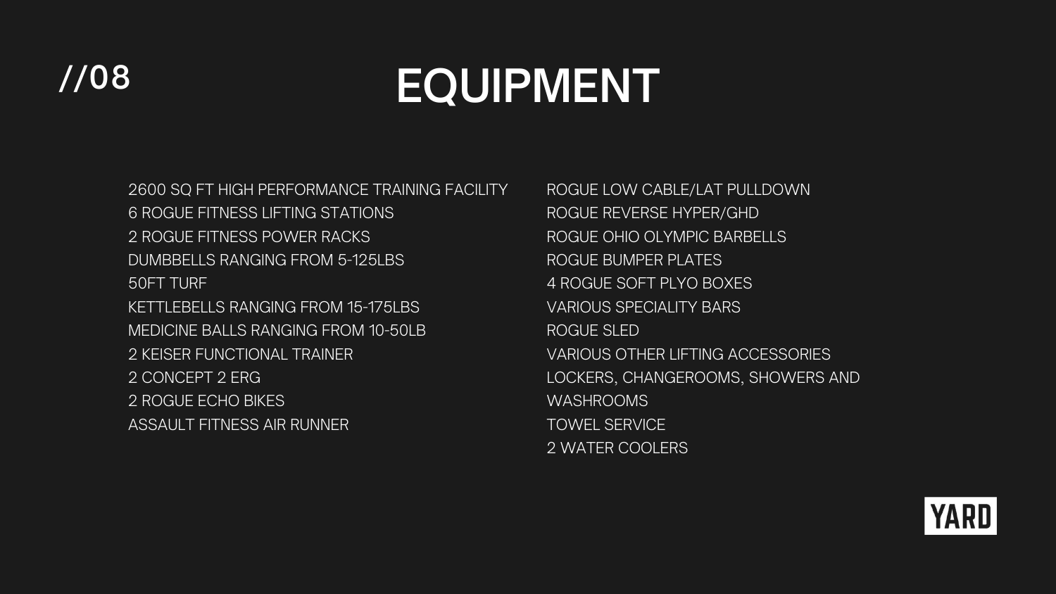//08

# EQUIPMENT

- 2600 SQ FT HIGH PERFORMANCE TRAINING FACILITY
- 6 ROGUE FITNESS LIFTING STATIONS
- 2 ROGUE FITNESS POWER RACKS
- DUMBBELLS RANGING FROM 5-125LBS
- 50FT TURF
- KETTLEBELLS RANGING FROM 15-175LBS
- MEDICINE BALLS RANGING FROM 10-50LB
- 2 KEISER FUNCTIONAL TRAINER
- 2 CONCEPT 2 ERG
- 2 ROGUE ECHO BIKES
- ASSAULT FITNESS AIR RUNNER
- ROGUE LOW CABLE/LAT PULLDOWN
- ROGUE REVERSE HYPER/GHD
- ROGUE OHIO OLYMPIC BARBELLS
- ROGUE BUMPER PLATES
- 4 ROGUE SOFT PLYO BOXES
- VARIOUS SPECIALITY BARS
- ROGUE SLED
- VARIOUS OTHER LIFTING ACCESSORIES
- LOCKERS, CHANGEROOMS, SHOWERS AND WASHROOMS
- TOWEL SERVICE
- 2 WATER COOLERS

YARD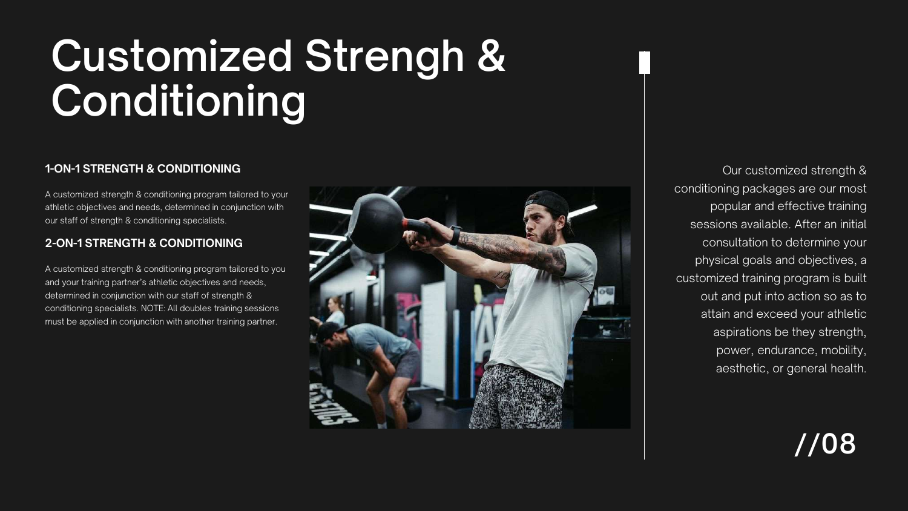# Customized Strengh & Conditioning

### 1-ON-1 STRENGTH & CONDITIONING

A customized strength & conditioning program tailored to your athletic objectives and needs, determined in conjunction with our staff of strength & conditioning specialists.

### 2-ON-1 STRENGTH & CONDITIONING

A customized strength & conditioning program tailored to you and your training partner's athletic objectives and needs, determined in conjunction with our staff of strength & conditioning specialists. NOTE: All doubles training sessions must be applied in conjunction with another training partner.

Our customized strength & conditioning packages are our most popular and effective training sessions available. After an initial consultation to determine your physical goals and objectives, a customized training program is built out and put into action so as to attain and exceed your athletic aspirations be they strength, power, endurance, mobility, aesthetic, or general health.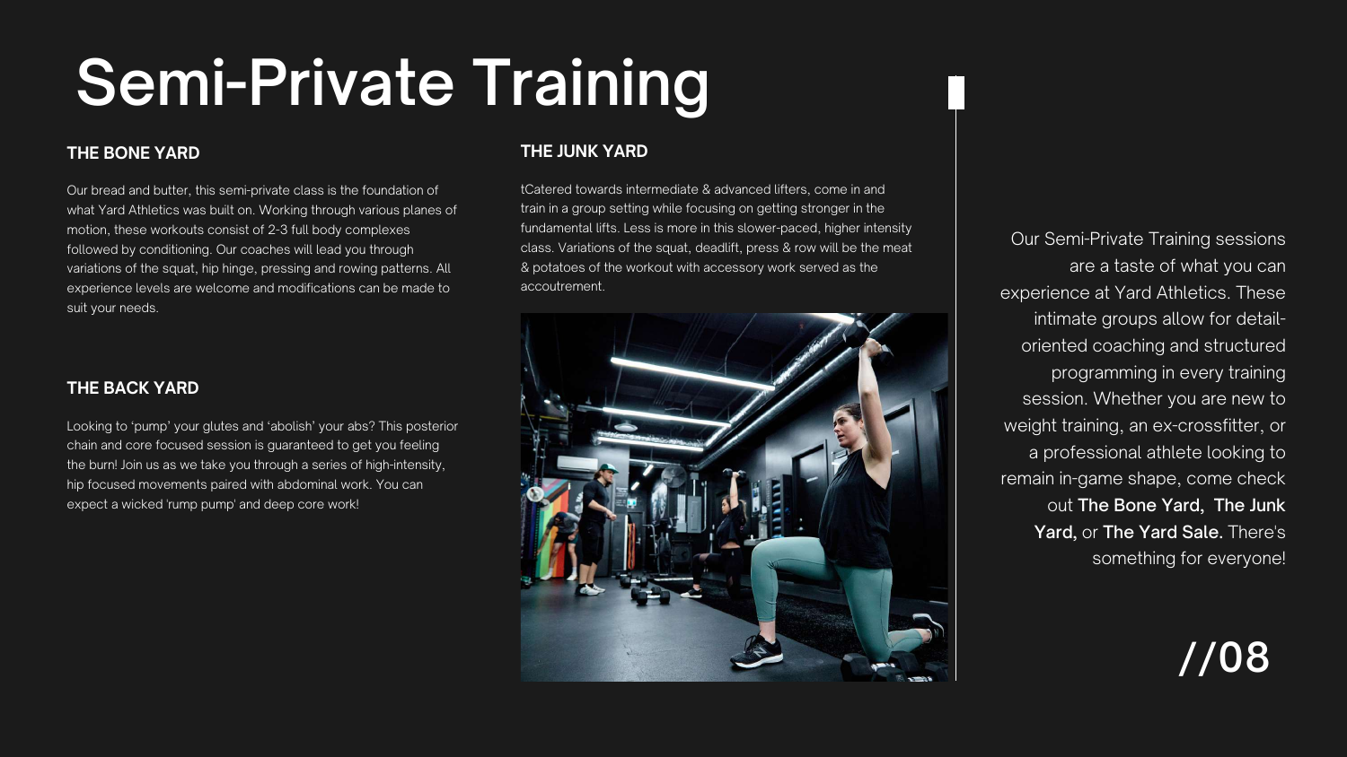# Semi-Private Training

### THE BONE YARD

Our bread and butter, this semi-private class is the foundation of what Yard Athletics was built on. Working through various planes of motion, these workouts consist of 2-3 full body complexes followed by conditioning. Our coaches will lead you through variations of the squat, hip hinge, pressing and rowing patterns. All experience levels are welcome and modifications can be made to suit your needs.

### THE BACK YARD

Looking to 'pump' your glutes and 'abolish' your abs? This posterior chain and core focused session is guaranteed to get you feeling the burn! Join us as we take you through a series of high-intensity, hip focused movements paired with abdominal work. You can expect a wicked 'rump pump' and deep core work!

### THE JUNK YARD

tCatered towards intermediate & advanced lifters, come in and train in a group setting while focusing on getting stronger in the fundamental lifts. Less is more in this slower-paced, higher intensity class. Variations of the squat, deadlift, press & row will be the meat & potatoes of the workout with accessory work served as the accoutrement.

Our Semi-Private Training sessions are a taste of what you can experience at Yard Athletics. These intimate groups allow for detail-oriented coaching and structured programming in every training session. Whether you are new to weight training, an ex-crossfitter, or a professional athlete looking to remain in-game shape, come check out **The Bone Yard**, **The Junk Yard**, or **The Yard Sale**. There's something for everyone!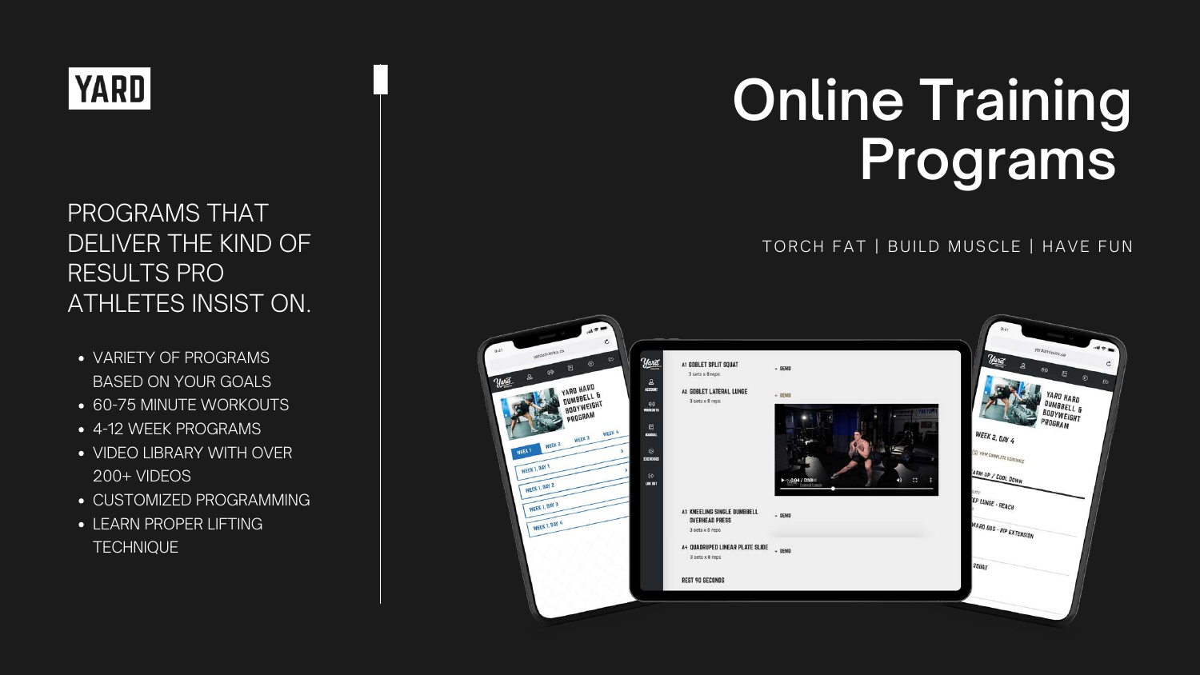YARD

# Online Training Programs

TORCH FAT | BUILD MUSCLE | HAVE FUN

PROGRAMS THAT DELIVER THE KIND OF RESULTS PRO ATHLETES INSIST ON.

- VARIETY OF PROGRAMS BASED ON YOUR GOALS
- 60-75 MINUTE WORKOUTS
- 4-12 WEEK PROGRAMS
- VIDEO LIBRARY WITH OVER 200+ VIDEOS
- CUSTOMIZED PROGRAMMING
- LEARN PROPER LIFTING TECHNIQUE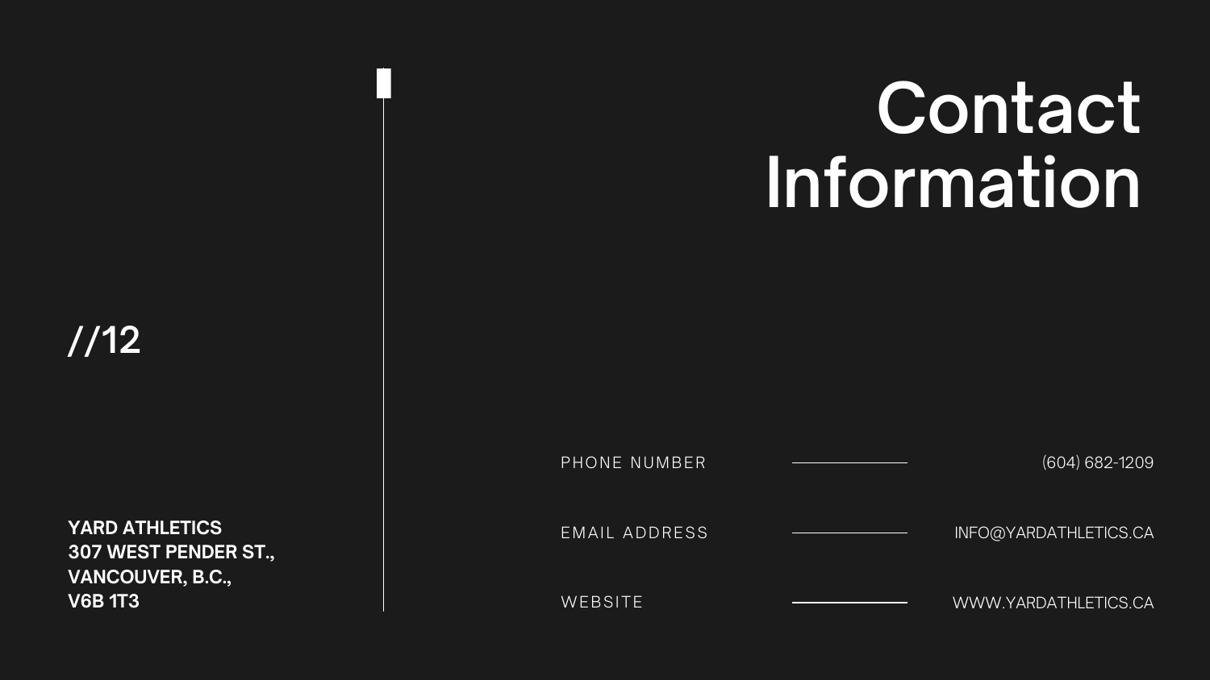# Contact Information

//12

**YARD ATHLETICS**
**307 WEST PENDER ST.,**
**VANCOUVER, B.C.,**
**V6B 1T3**

| | |
|---|---|
| PHONE NUMBER | (604) 682-1209 |
| EMAIL ADDRESS | INFO@YARDATHLETICS.CA |
| WEBSITE | WWW.YARDATHLETICS.CA |